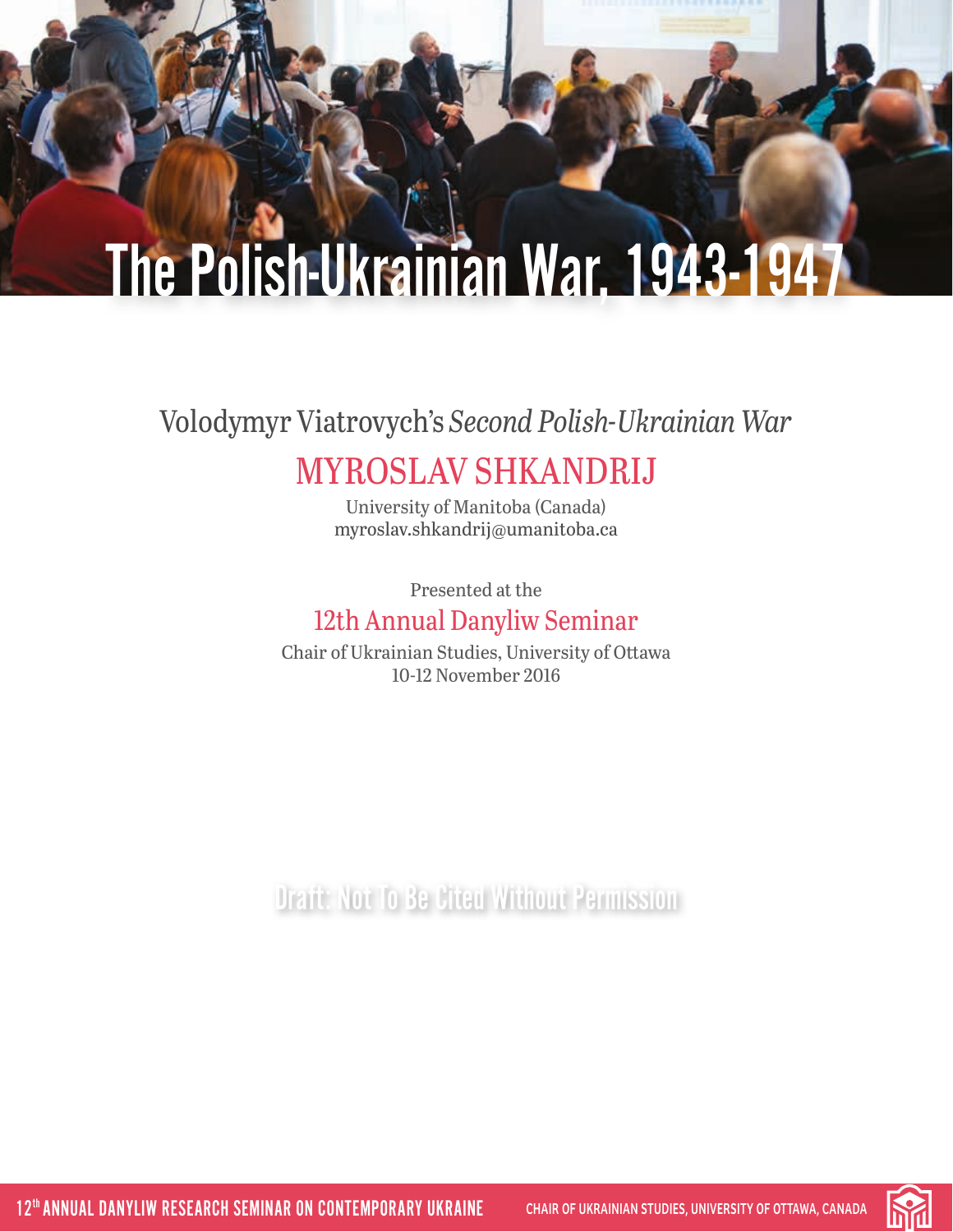# The Polish-Ukrainian War, 1943-1947

## Volodymyr Viatrovych's *Second Polish-Ukrainian War*

### MYROSLAV SHKANDRIJ

University of Manitoba (Canada)
myroslav.shkandrij@umanitoba.ca

Presented at the

### 12th Annual Danyliw Seminar

Chair of Ukrainian Studies, University of Ottawa
10-12 November 2016

Draft: Not To Be Cited Without Permission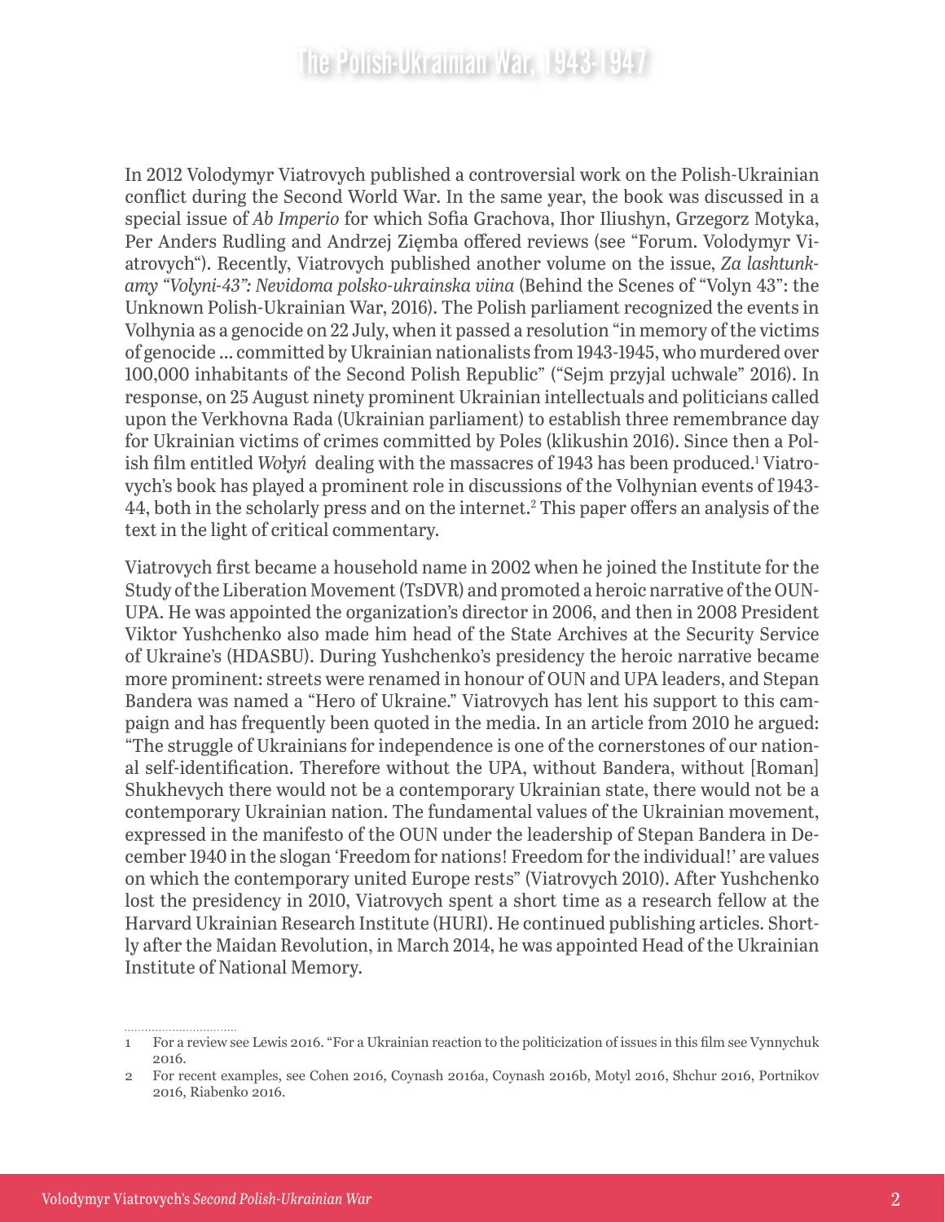In 2012 Volodymyr Viatrovych published a controversial work on the Polish-Ukrainian conflict during the Second World War. In the same year, the book was discussed in a special issue of *Ab Imperio* for which Sofia Grachova, Ihor Iliushyn, Grzegorz Motyka, Per Anders Rudling and Andrzej Zięmba offered reviews (see "Forum. Volodymyr Viatrovych"). Recently, Viatrovych published another volume on the issue, *Za lashtunkamy "Volyni-43": Nevidoma polsko-ukrainska viina* (Behind the Scenes of "Volyn 43": the Unknown Polish-Ukrainian War, 2016). The Polish parliament recognized the events in Volhynia as a genocide on 22 July, when it passed a resolution "in memory of the victims of genocide ... committed by Ukrainian nationalists from 1943-1945, who murdered over 100,000 inhabitants of the Second Polish Republic" ("Sejm przyjal uchwale" 2016). In response, on 25 August ninety prominent Ukrainian intellectuals and politicians called upon the Verkhovna Rada (Ukrainian parliament) to establish three remembrance day for Ukrainian victims of crimes committed by Poles (klikushin 2016). Since then a Polish film entitled *Wołyń* dealing with the massacres of 1943 has been produced.[1] Viatrovych's book has played a prominent role in discussions of the Volhynian events of 1943-44, both in the scholarly press and on the internet.[2] This paper offers an analysis of the text in the light of critical commentary.

Viatrovych first became a household name in 2002 when he joined the Institute for the Study of the Liberation Movement (TsDVR) and promoted a heroic narrative of the OUN-UPA. He was appointed the organization's director in 2006, and then in 2008 President Viktor Yushchenko also made him head of the State Archives at the Security Service of Ukraine's (HDASBU). During Yushchenko's presidency the heroic narrative became more prominent: streets were renamed in honour of OUN and UPA leaders, and Stepan Bandera was named a "Hero of Ukraine." Viatrovych has lent his support to this campaign and has frequently been quoted in the media. In an article from 2010 he argued: "The struggle of Ukrainians for independence is one of the cornerstones of our national self-identification. Therefore without the UPA, without Bandera, without [Roman] Shukhevych there would not be a contemporary Ukrainian state, there would not be a contemporary Ukrainian nation. The fundamental values of the Ukrainian movement, expressed in the manifesto of the OUN under the leadership of Stepan Bandera in December 1940 in the slogan 'Freedom for nations! Freedom for the individual!' are values on which the contemporary united Europe rests" (Viatrovych 2010). After Yushchenko lost the presidency in 2010, Viatrovych spent a short time as a research fellow at the Harvard Ukrainian Research Institute (HURI). He continued publishing articles. Shortly after the Maidan Revolution, in March 2014, he was appointed Head of the Ukrainian Institute of National Memory.

---

1 For a review see Lewis 2016. "For a Ukrainian reaction to the politicization of issues in this film see Vynnychuk 2016.

2 For recent examples, see Cohen 2016, Coynash 2016a, Coynash 2016b, Motyl 2016, Shchur 2016, Portnikov 2016, Riabenko 2016.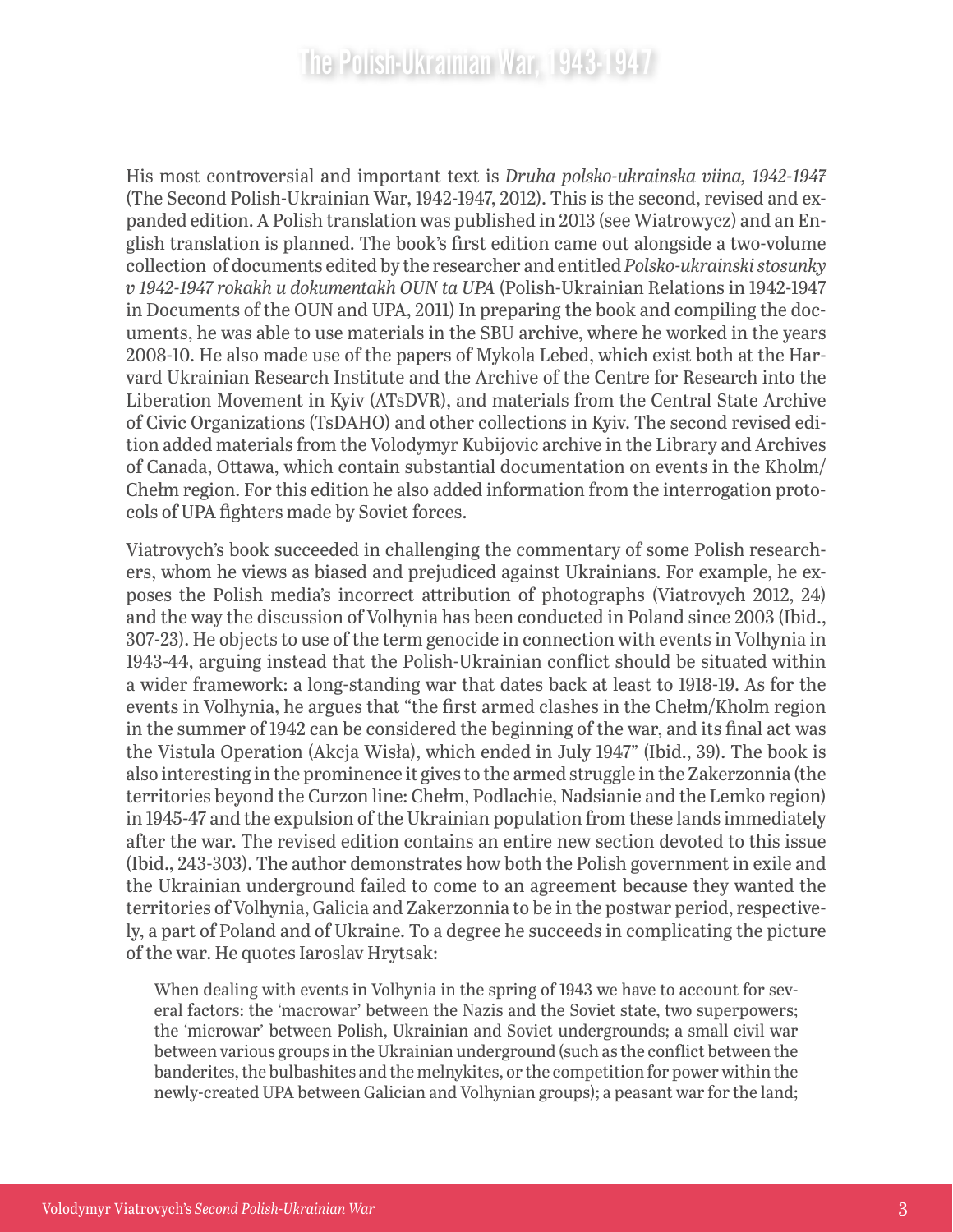His most controversial and important text is *Druha polsko-ukrainska viina, 1942-1947* (The Second Polish-Ukrainian War, 1942-1947, 2012). This is the second, revised and expanded edition. A Polish translation was published in 2013 (see Wiatrowycz) and an English translation is planned. The book's first edition came out alongside a two-volume collection of documents edited by the researcher and entitled *Polsko-ukrainski stosunky v 1942-1947 rokakh u dokumentakh OUN ta UPA* (Polish-Ukrainian Relations in 1942-1947 in Documents of the OUN and UPA, 2011) In preparing the book and compiling the documents, he was able to use materials in the SBU archive, where he worked in the years 2008-10. He also made use of the papers of Mykola Lebed, which exist both at the Harvard Ukrainian Research Institute and the Archive of the Centre for Research into the Liberation Movement in Kyiv (ATsDVR), and materials from the Central State Archive of Civic Organizations (TsDAHO) and other collections in Kyiv. The second revised edition added materials from the Volodymyr Kubijovic archive in the Library and Archives of Canada, Ottawa, which contain substantial documentation on events in the Kholm/Chełm region. For this edition he also added information from the interrogation protocols of UPA fighters made by Soviet forces.

Viatrovych's book succeeded in challenging the commentary of some Polish researchers, whom he views as biased and prejudiced against Ukrainians. For example, he exposes the Polish media's incorrect attribution of photographs (Viatrovych 2012, 24) and the way the discussion of Volhynia has been conducted in Poland since 2003 (Ibid., 307-23). He objects to use of the term genocide in connection with events in Volhynia in 1943-44, arguing instead that the Polish-Ukrainian conflict should be situated within a wider framework: a long-standing war that dates back at least to 1918-19. As for the events in Volhynia, he argues that "the first armed clashes in the Chełm/Kholm region in the summer of 1942 can be considered the beginning of the war, and its final act was the Vistula Operation (Akcja Wisła), which ended in July 1947" (Ibid., 39). The book is also interesting in the prominence it gives to the armed struggle in the Zakerzonnia (the territories beyond the Curzon line: Chełm, Podlachie, Nadsianie and the Lemko region) in 1945-47 and the expulsion of the Ukrainian population from these lands immediately after the war. The revised edition contains an entire new section devoted to this issue (Ibid., 243-303). The author demonstrates how both the Polish government in exile and the Ukrainian underground failed to come to an agreement because they wanted the territories of Volhynia, Galicia and Zakerzonnia to be in the postwar period, respectively, a part of Poland and of Ukraine. To a degree he succeeds in complicating the picture of the war. He quotes Iaroslav Hrytsak:

> When dealing with events in Volhynia in the spring of 1943 we have to account for several factors: the 'macrowar' between the Nazis and the Soviet state, two superpowers; the 'microwar' between Polish, Ukrainian and Soviet undergrounds; a small civil war between various groups in the Ukrainian underground (such as the conflict between the banderites, the bulbashites and the melnykites, or the competition for power within the newly-created UPA between Galician and Volhynian groups); a peasant war for the land;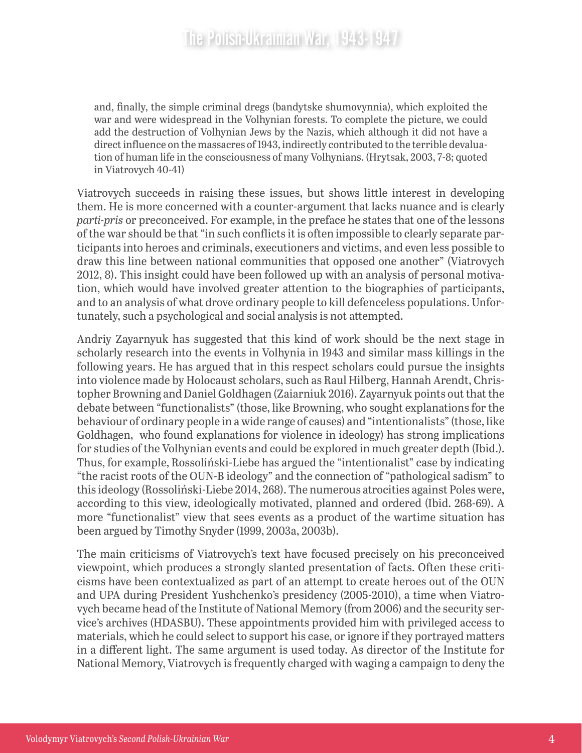> and, finally, the simple criminal dregs (bandytske shumovynnia), which exploited the war and were widespread in the Volhynian forests. To complete the picture, we could add the destruction of Volhynian Jews by the Nazis, which although it did not have a direct influence on the massacres of 1943, indirectly contributed to the terrible devaluation of human life in the consciousness of many Volhynians. (Hrytsak, 2003, 7-8; quoted in Viatrovych 40-41)

Viatrovych succeeds in raising these issues, but shows little interest in developing them. He is more concerned with a counter-argument that lacks nuance and is clearly *parti-pris* or preconceived. For example, in the preface he states that one of the lessons of the war should be that "in such conflicts it is often impossible to clearly separate participants into heroes and criminals, executioners and victims, and even less possible to draw this line between national communities that opposed one another" (Viatrovych 2012, 8). This insight could have been followed up with an analysis of personal motivation, which would have involved greater attention to the biographies of participants, and to an analysis of what drove ordinary people to kill defenceless populations. Unfortunately, such a psychological and social analysis is not attempted.

Andriy Zayarnyuk has suggested that this kind of work should be the next stage in scholarly research into the events in Volhynia in 1943 and similar mass killings in the following years. He has argued that in this respect scholars could pursue the insights into violence made by Holocaust scholars, such as Raul Hilberg, Hannah Arendt, Christopher Browning and Daniel Goldhagen (Zaiarniuk 2016). Zayarnyuk points out that the debate between "functionalists" (those, like Browning, who sought explanations for the behaviour of ordinary people in a wide range of causes) and "intentionalists" (those, like Goldhagen, who found explanations for violence in ideology) has strong implications for studies of the Volhynian events and could be explored in much greater depth (Ibid.). Thus, for example, Rossoliński-Liebe has argued the "intentionalist" case by indicating "the racist roots of the OUN-B ideology" and the connection of "pathological sadism" to this ideology (Rossoliński-Liebe 2014, 268). The numerous atrocities against Poles were, according to this view, ideologically motivated, planned and ordered (Ibid. 268-69). A more "functionalist" view that sees events as a product of the wartime situation has been argued by Timothy Snyder (1999, 2003a, 2003b).

The main criticisms of Viatrovych's text have focused precisely on his preconceived viewpoint, which produces a strongly slanted presentation of facts. Often these criticisms have been contextualized as part of an attempt to create heroes out of the OUN and UPA during President Yushchenko's presidency (2005-2010), a time when Viatrovych became head of the Institute of National Memory (from 2006) and the security service's archives (HDASBU). These appointments provided him with privileged access to materials, which he could select to support his case, or ignore if they portrayed matters in a different light. The same argument is used today. As director of the Institute for National Memory, Viatrovych is frequently charged with waging a campaign to deny the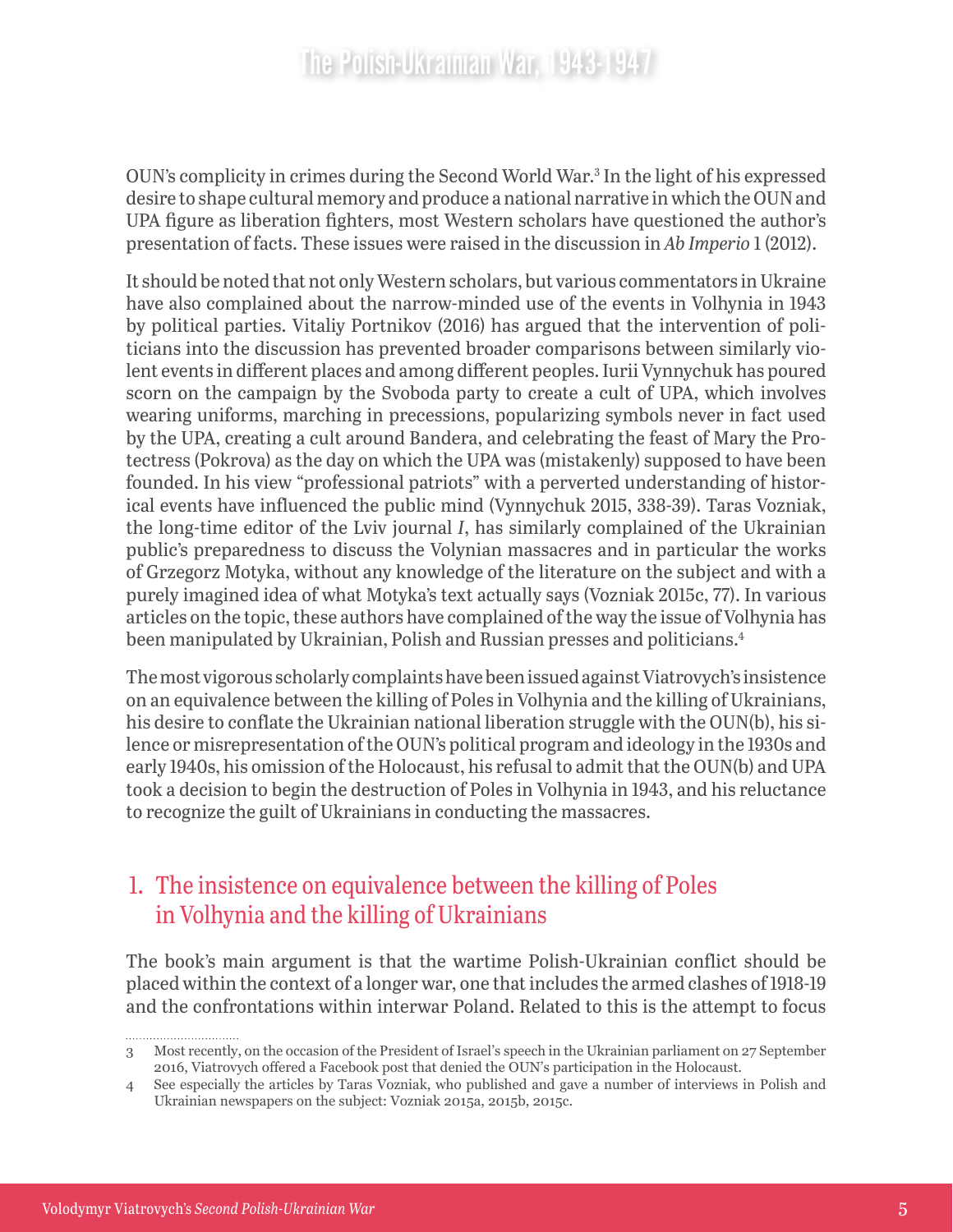OUN's complicity in crimes during the Second World War.[3] In the light of his expressed desire to shape cultural memory and produce a national narrative in which the OUN and UPA figure as liberation fighters, most Western scholars have questioned the author's presentation of facts. These issues were raised in the discussion in *Ab Imperio* 1 (2012).

It should be noted that not only Western scholars, but various commentators in Ukraine have also complained about the narrow-minded use of the events in Volhynia in 1943 by political parties. Vitaliy Portnikov (2016) has argued that the intervention of politicians into the discussion has prevented broader comparisons between similarly violent events in different places and among different peoples. Iurii Vynnychuk has poured scorn on the campaign by the Svoboda party to create a cult of UPA, which involves wearing uniforms, marching in precessions, popularizing symbols never in fact used by the UPA, creating a cult around Bandera, and celebrating the feast of Mary the Protectress (Pokrova) as the day on which the UPA was (mistakenly) supposed to have been founded. In his view "professional patriots" with a perverted understanding of historical events have influenced the public mind (Vynnychuk 2015, 338-39). Taras Vozniak, the long-time editor of the Lviv journal *I*, has similarly complained of the Ukrainian public's preparedness to discuss the Volynian massacres and in particular the works of Grzegorz Motyka, without any knowledge of the literature on the subject and with a purely imagined idea of what Motyka's text actually says (Vozniak 2015c, 77). In various articles on the topic, these authors have complained of the way the issue of Volhynia has been manipulated by Ukrainian, Polish and Russian presses and politicians.[4]

The most vigorous scholarly complaints have been issued against Viatrovych's insistence on an equivalence between the killing of Poles in Volhynia and the killing of Ukrainians, his desire to conflate the Ukrainian national liberation struggle with the OUN(b), his silence or misrepresentation of the OUN's political program and ideology in the 1930s and early 1940s, his omission of the Holocaust, his refusal to admit that the OUN(b) and UPA took a decision to begin the destruction of Poles in Volhynia in 1943, and his reluctance to recognize the guilt of Ukrainians in conducting the massacres.

## 1. The insistence on equivalence between the killing of Poles in Volhynia and the killing of Ukrainians

The book's main argument is that the wartime Polish-Ukrainian conflict should be placed within the context of a longer war, one that includes the armed clashes of 1918-19 and the confrontations within interwar Poland. Related to this is the attempt to focus

---

3 Most recently, on the occasion of the President of Israel's speech in the Ukrainian parliament on 27 September 2016, Viatrovych offered a Facebook post that denied the OUN's participation in the Holocaust.

4 See especially the articles by Taras Vozniak, who published and gave a number of interviews in Polish and Ukrainian newspapers on the subject: Vozniak 2015a, 2015b, 2015c.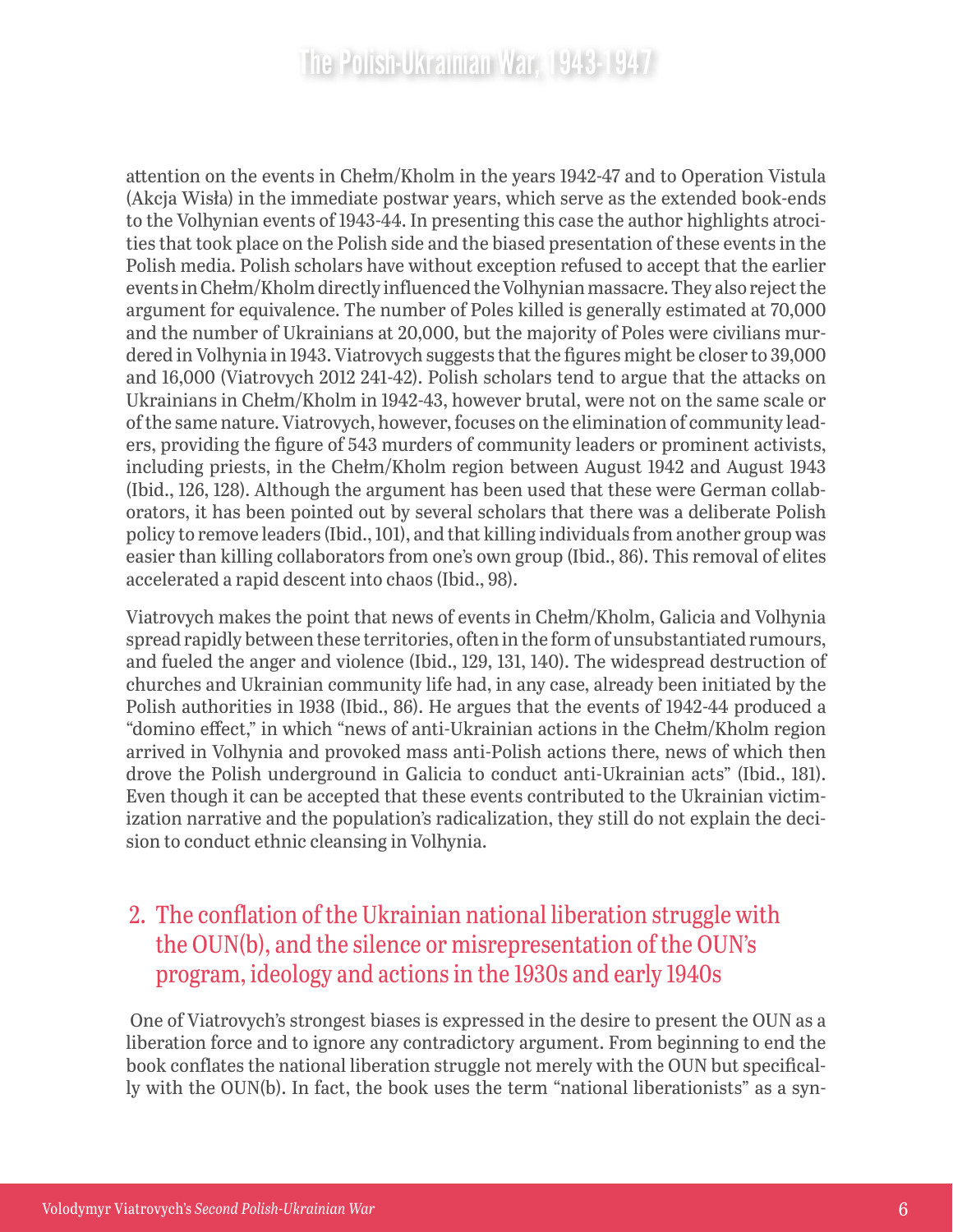attention on the events in Chełm/Kholm in the years 1942-47 and to Operation Vistula (Akcja Wisła) in the immediate postwar years, which serve as the extended book-ends to the Volhynian events of 1943-44. In presenting this case the author highlights atrocities that took place on the Polish side and the biased presentation of these events in the Polish media. Polish scholars have without exception refused to accept that the earlier events in Chełm/Kholm directly influenced the Volhynian massacre. They also reject the argument for equivalence. The number of Poles killed is generally estimated at 70,000 and the number of Ukrainians at 20,000, but the majority of Poles were civilians murdered in Volhynia in 1943. Viatrovych suggests that the figures might be closer to 39,000 and 16,000 (Viatrovych 2012 241-42). Polish scholars tend to argue that the attacks on Ukrainians in Chełm/Kholm in 1942-43, however brutal, were not on the same scale or of the same nature. Viatrovych, however, focuses on the elimination of community leaders, providing the figure of 543 murders of community leaders or prominent activists, including priests, in the Chełm/Kholm region between August 1942 and August 1943 (Ibid., 126, 128). Although the argument has been used that these were German collaborators, it has been pointed out by several scholars that there was a deliberate Polish policy to remove leaders (Ibid., 101), and that killing individuals from another group was easier than killing collaborators from one's own group (Ibid., 86). This removal of elites accelerated a rapid descent into chaos (Ibid., 98).

Viatrovych makes the point that news of events in Chełm/Kholm, Galicia and Volhynia spread rapidly between these territories, often in the form of unsubstantiated rumours, and fueled the anger and violence (Ibid., 129, 131, 140). The widespread destruction of churches and Ukrainian community life had, in any case, already been initiated by the Polish authorities in 1938 (Ibid., 86). He argues that the events of 1942-44 produced a "domino effect," in which "news of anti-Ukrainian actions in the Chełm/Kholm region arrived in Volhynia and provoked mass anti-Polish actions there, news of which then drove the Polish underground in Galicia to conduct anti-Ukrainian acts" (Ibid., 181). Even though it can be accepted that these events contributed to the Ukrainian victimization narrative and the population's radicalization, they still do not explain the decision to conduct ethnic cleansing in Volhynia.

## 2. The conflation of the Ukrainian national liberation struggle with the OUN(b), and the silence or misrepresentation of the OUN's program, ideology and actions in the 1930s and early 1940s

One of Viatrovych's strongest biases is expressed in the desire to present the OUN as a liberation force and to ignore any contradictory argument. From beginning to end the book conflates the national liberation struggle not merely with the OUN but specifically with the OUN(b). In fact, the book uses the term "national liberationists" as a syn-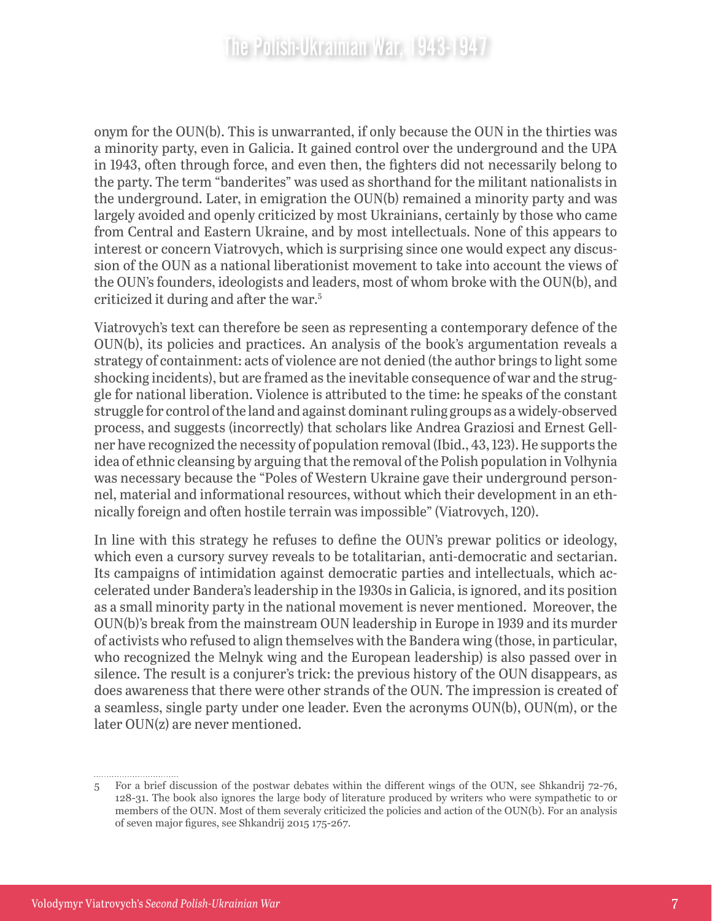onym for the OUN(b). This is unwarranted, if only because the OUN in the thirties was a minority party, even in Galicia. It gained control over the underground and the UPA in 1943, often through force, and even then, the fighters did not necessarily belong to the party. The term "banderites" was used as shorthand for the militant nationalists in the underground. Later, in emigration the OUN(b) remained a minority party and was largely avoided and openly criticized by most Ukrainians, certainly by those who came from Central and Eastern Ukraine, and by most intellectuals. None of this appears to interest or concern Viatrovych, which is surprising since one would expect any discussion of the OUN as a national liberationist movement to take into account the views of the OUN's founders, ideologists and leaders, most of whom broke with the OUN(b), and criticized it during and after the war.[5]

Viatrovych's text can therefore be seen as representing a contemporary defence of the OUN(b), its policies and practices. An analysis of the book's argumentation reveals a strategy of containment: acts of violence are not denied (the author brings to light some shocking incidents), but are framed as the inevitable consequence of war and the struggle for national liberation. Violence is attributed to the time: he speaks of the constant struggle for control of the land and against dominant ruling groups as a widely-observed process, and suggests (incorrectly) that scholars like Andrea Graziosi and Ernest Gellner have recognized the necessity of population removal (Ibid., 43, 123). He supports the idea of ethnic cleansing by arguing that the removal of the Polish population in Volhynia was necessary because the "Poles of Western Ukraine gave their underground personnel, material and informational resources, without which their development in an ethnically foreign and often hostile terrain was impossible" (Viatrovych, 120).

In line with this strategy he refuses to define the OUN's prewar politics or ideology, which even a cursory survey reveals to be totalitarian, anti-democratic and sectarian. Its campaigns of intimidation against democratic parties and intellectuals, which accelerated under Bandera's leadership in the 1930s in Galicia, is ignored, and its position as a small minority party in the national movement is never mentioned. Moreover, the OUN(b)'s break from the mainstream OUN leadership in Europe in 1939 and its murder of activists who refused to align themselves with the Bandera wing (those, in particular, who recognized the Melnyk wing and the European leadership) is also passed over in silence. The result is a conjurer's trick: the previous history of the OUN disappears, as does awareness that there were other strands of the OUN. The impression is created of a seamless, single party under one leader. Even the acronyms OUN(b), OUN(m), or the later OUN(z) are never mentioned.

---

5 For a brief discussion of the postwar debates within the different wings of the OUN, see Shkandrij 72-76, 128-31. The book also ignores the large body of literature produced by writers who were sympathetic to or members of the OUN. Most of them severaly criticized the policies and action of the OUN(b). For an analysis of seven major figures, see Shkandrij 2015 175-267.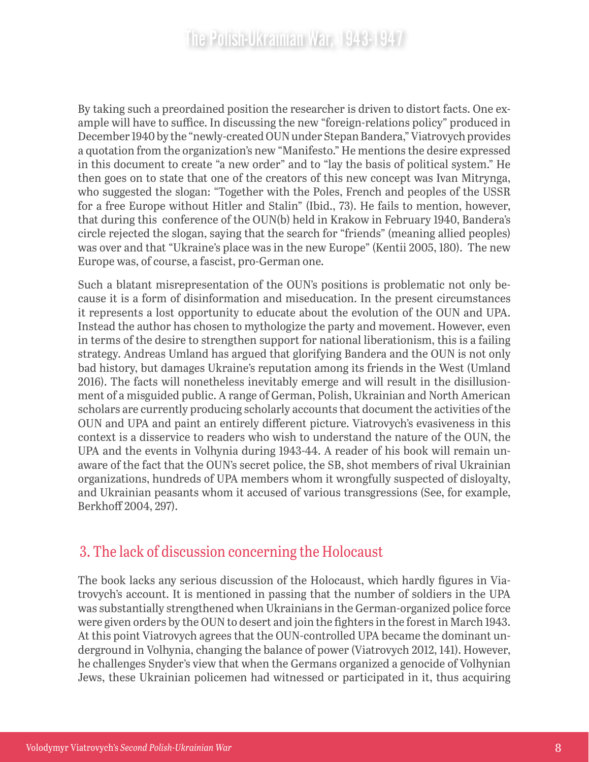By taking such a preordained position the researcher is driven to distort facts. One example will have to suffice. In discussing the new "foreign-relations policy" produced in December 1940 by the "newly-created OUN under Stepan Bandera," Viatrovych provides a quotation from the organization's new "Manifesto." He mentions the desire expressed in this document to create "a new order" and to "lay the basis of political system." He then goes on to state that one of the creators of this new concept was Ivan Mitrynga, who suggested the slogan: "Together with the Poles, French and peoples of the USSR for a free Europe without Hitler and Stalin" (Ibid., 73). He fails to mention, however, that during this conference of the OUN(b) held in Krakow in February 1940, Bandera's circle rejected the slogan, saying that the search for "friends" (meaning allied peoples) was over and that "Ukraine's place was in the new Europe" (Kentii 2005, 180). The new Europe was, of course, a fascist, pro-German one.

Such a blatant misrepresentation of the OUN's positions is problematic not only because it is a form of disinformation and miseducation. In the present circumstances it represents a lost opportunity to educate about the evolution of the OUN and UPA. Instead the author has chosen to mythologize the party and movement. However, even in terms of the desire to strengthen support for national liberationism, this is a failing strategy. Andreas Umland has argued that glorifying Bandera and the OUN is not only bad history, but damages Ukraine's reputation among its friends in the West (Umland 2016). The facts will nonetheless inevitably emerge and will result in the disillusionment of a misguided public. A range of German, Polish, Ukrainian and North American scholars are currently producing scholarly accounts that document the activities of the OUN and UPA and paint an entirely different picture. Viatrovych's evasiveness in this context is a disservice to readers who wish to understand the nature of the OUN, the UPA and the events in Volhynia during 1943-44. A reader of his book will remain unaware of the fact that the OUN's secret police, the SB, shot members of rival Ukrainian organizations, hundreds of UPA members whom it wrongfully suspected of disloyalty, and Ukrainian peasants whom it accused of various transgressions (See, for example, Berkhoff 2004, 297).

## 3. The lack of discussion concerning the Holocaust

The book lacks any serious discussion of the Holocaust, which hardly figures in Viatrovych's account. It is mentioned in passing that the number of soldiers in the UPA was substantially strengthened when Ukrainians in the German-organized police force were given orders by the OUN to desert and join the fighters in the forest in March 1943. At this point Viatrovych agrees that the OUN-controlled UPA became the dominant underground in Volhynia, changing the balance of power (Viatrovych 2012, 141). However, he challenges Snyder's view that when the Germans organized a genocide of Volhynian Jews, these Ukrainian policemen had witnessed or participated in it, thus acquiring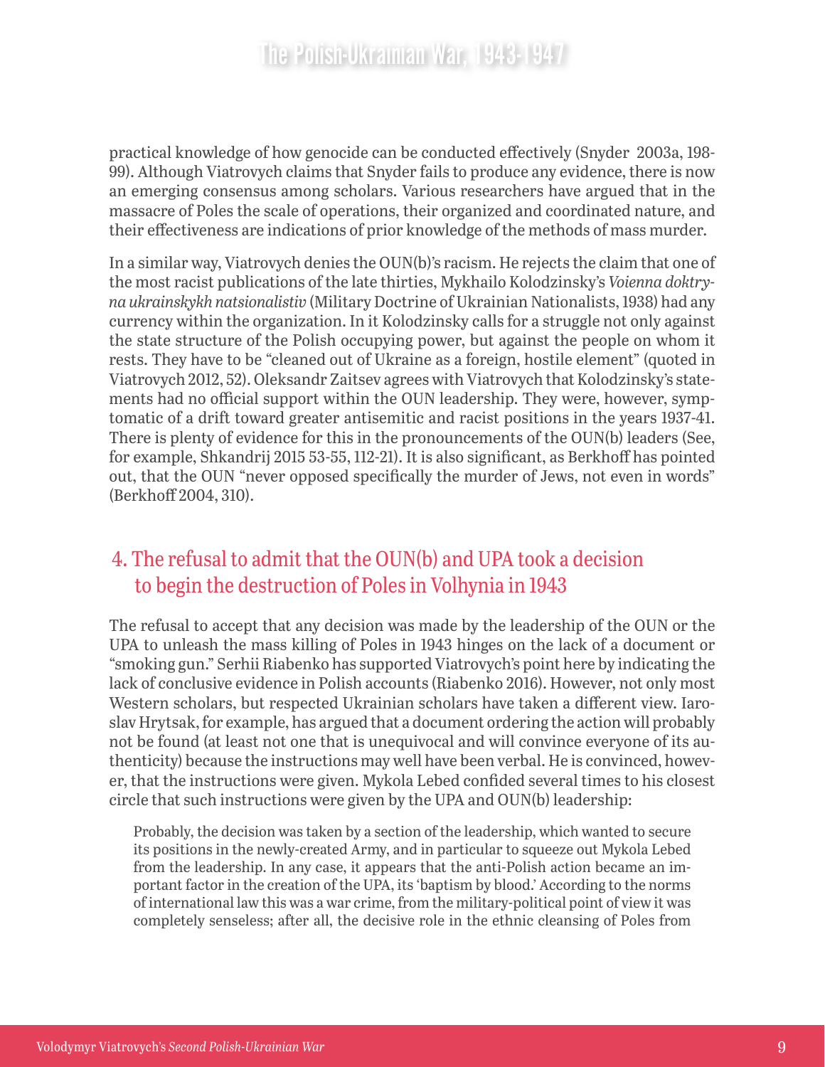practical knowledge of how genocide can be conducted effectively (Snyder 2003a, 198-99). Although Viatrovych claims that Snyder fails to produce any evidence, there is now an emerging consensus among scholars. Various researchers have argued that in the massacre of Poles the scale of operations, their organized and coordinated nature, and their effectiveness are indications of prior knowledge of the methods of mass murder.

In a similar way, Viatrovych denies the OUN(b)'s racism. He rejects the claim that one of the most racist publications of the late thirties, Mykhailo Kolodzinsky's *Voienna doktryna ukrainskykh natsionalistiv* (Military Doctrine of Ukrainian Nationalists, 1938) had any currency within the organization. In it Kolodzinsky calls for a struggle not only against the state structure of the Polish occupying power, but against the people on whom it rests. They have to be "cleaned out of Ukraine as a foreign, hostile element" (quoted in Viatrovych 2012, 52). Oleksandr Zaitsev agrees with Viatrovych that Kolodzinsky's statements had no official support within the OUN leadership. They were, however, symptomatic of a drift toward greater antisemitic and racist positions in the years 1937-41. There is plenty of evidence for this in the pronouncements of the OUN(b) leaders (See, for example, Shkandrij 2015 53-55, 112-21). It is also significant, as Berkhoff has pointed out, that the OUN "never opposed specifically the murder of Jews, not even in words" (Berkhoff 2004, 310).

## 4. The refusal to admit that the OUN(b) and UPA took a decision to begin the destruction of Poles in Volhynia in 1943

The refusal to accept that any decision was made by the leadership of the OUN or the UPA to unleash the mass killing of Poles in 1943 hinges on the lack of a document or "smoking gun." Serhii Riabenko has supported Viatrovych's point here by indicating the lack of conclusive evidence in Polish accounts (Riabenko 2016). However, not only most Western scholars, but respected Ukrainian scholars have taken a different view. Iaroslav Hrytsak, for example, has argued that a document ordering the action will probably not be found (at least not one that is unequivocal and will convince everyone of its authenticity) because the instructions may well have been verbal. He is convinced, however, that the instructions were given. Mykola Lebed confided several times to his closest circle that such instructions were given by the UPA and OUN(b) leadership:

> Probably, the decision was taken by a section of the leadership, which wanted to secure its positions in the newly-created Army, and in particular to squeeze out Mykola Lebed from the leadership. In any case, it appears that the anti-Polish action became an important factor in the creation of the UPA, its 'baptism by blood.' According to the norms of international law this was a war crime, from the military-political point of view it was completely senseless; after all, the decisive role in the ethnic cleansing of Poles from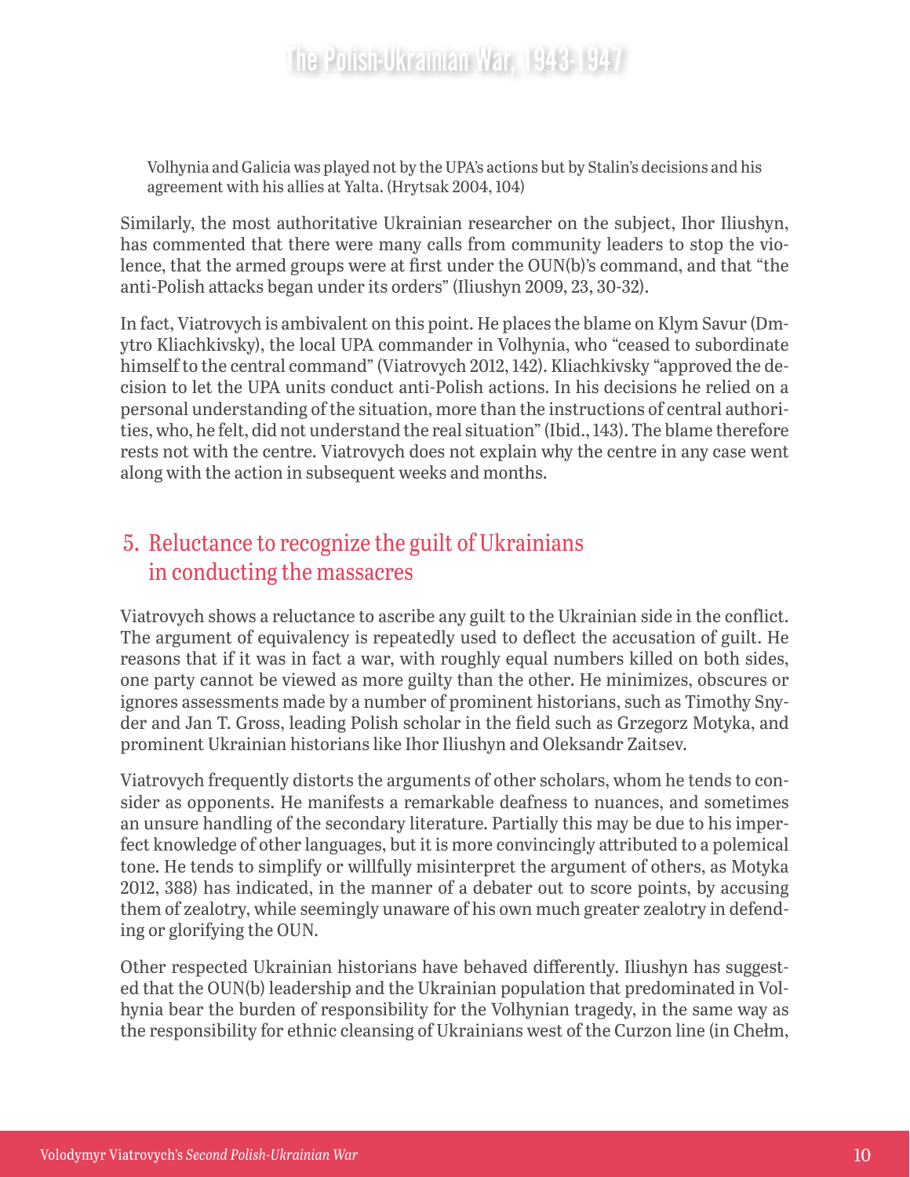> Volhynia and Galicia was played not by the UPA's actions but by Stalin's decisions and his agreement with his allies at Yalta. (Hrytsak 2004, 104)

Similarly, the most authoritative Ukrainian researcher on the subject, Ihor Iliushyn, has commented that there were many calls from community leaders to stop the violence, that the armed groups were at first under the OUN(b)'s command, and that "the anti-Polish attacks began under its orders" (Iliushyn 2009, 23, 30-32).

In fact, Viatrovych is ambivalent on this point. He places the blame on Klym Savur (Dmytro Kliachkivsky), the local UPA commander in Volhynia, who "ceased to subordinate himself to the central command" (Viatrovych 2012, 142). Kliachkivsky "approved the decision to let the UPA units conduct anti-Polish actions. In his decisions he relied on a personal understanding of the situation, more than the instructions of central authorities, who, he felt, did not understand the real situation" (Ibid., 143). The blame therefore rests not with the centre. Viatrovych does not explain why the centre in any case went along with the action in subsequent weeks and months.

## 5. Reluctance to recognize the guilt of Ukrainians in conducting the massacres

Viatrovych shows a reluctance to ascribe any guilt to the Ukrainian side in the conflict. The argument of equivalency is repeatedly used to deflect the accusation of guilt. He reasons that if it was in fact a war, with roughly equal numbers killed on both sides, one party cannot be viewed as more guilty than the other. He minimizes, obscures or ignores assessments made by a number of prominent historians, such as Timothy Snyder and Jan T. Gross, leading Polish scholar in the field such as Grzegorz Motyka, and prominent Ukrainian historians like Ihor Iliushyn and Oleksandr Zaitsev.

Viatrovych frequently distorts the arguments of other scholars, whom he tends to consider as opponents. He manifests a remarkable deafness to nuances, and sometimes an unsure handling of the secondary literature. Partially this may be due to his imperfect knowledge of other languages, but it is more convincingly attributed to a polemical tone. He tends to simplify or willfully misinterpret the argument of others, as Motyka 2012, 388) has indicated, in the manner of a debater out to score points, by accusing them of zealotry, while seemingly unaware of his own much greater zealotry in defending or glorifying the OUN.

Other respected Ukrainian historians have behaved differently. Iliushyn has suggested that the OUN(b) leadership and the Ukrainian population that predominated in Volhynia bear the burden of responsibility for the Volhynian tragedy, in the same way as the responsibility for ethnic cleansing of Ukrainians west of the Curzon line (in Chełm,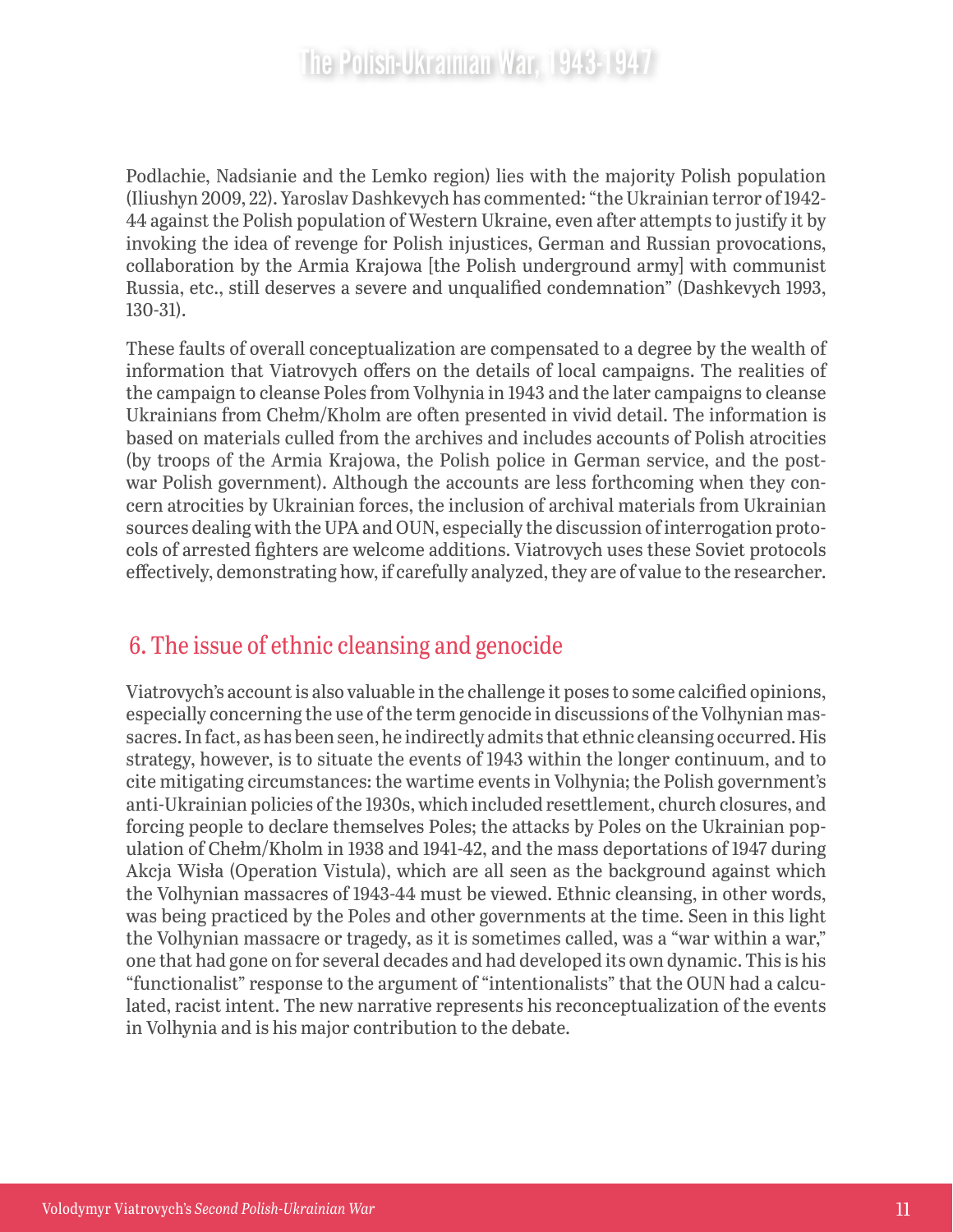Podlachie, Nadsianie and the Lemko region) lies with the majority Polish population (Iliushyn 2009, 22). Yaroslav Dashkevych has commented: "the Ukrainian terror of 1942-44 against the Polish population of Western Ukraine, even after attempts to justify it by invoking the idea of revenge for Polish injustices, German and Russian provocations, collaboration by the Armia Krajowa [the Polish underground army] with communist Russia, etc., still deserves a severe and unqualified condemnation" (Dashkevych 1993, 130-31).

These faults of overall conceptualization are compensated to a degree by the wealth of information that Viatrovych offers on the details of local campaigns. The realities of the campaign to cleanse Poles from Volhynia in 1943 and the later campaigns to cleanse Ukrainians from Chełm/Kholm are often presented in vivid detail. The information is based on materials culled from the archives and includes accounts of Polish atrocities (by troops of the Armia Krajowa, the Polish police in German service, and the post-war Polish government). Although the accounts are less forthcoming when they concern atrocities by Ukrainian forces, the inclusion of archival materials from Ukrainian sources dealing with the UPA and OUN, especially the discussion of interrogation protocols of arrested fighters are welcome additions. Viatrovych uses these Soviet protocols effectively, demonstrating how, if carefully analyzed, they are of value to the researcher.

## 6. The issue of ethnic cleansing and genocide

Viatrovych's account is also valuable in the challenge it poses to some calcified opinions, especially concerning the use of the term genocide in discussions of the Volhynian massacres. In fact, as has been seen, he indirectly admits that ethnic cleansing occurred. His strategy, however, is to situate the events of 1943 within the longer continuum, and to cite mitigating circumstances: the wartime events in Volhynia; the Polish government's anti-Ukrainian policies of the 1930s, which included resettlement, church closures, and forcing people to declare themselves Poles; the attacks by Poles on the Ukrainian population of Chełm/Kholm in 1938 and 1941-42, and the mass deportations of 1947 during Akcja Wisła (Operation Vistula), which are all seen as the background against which the Volhynian massacres of 1943-44 must be viewed. Ethnic cleansing, in other words, was being practiced by the Poles and other governments at the time. Seen in this light the Volhynian massacre or tragedy, as it is sometimes called, was a "war within a war," one that had gone on for several decades and had developed its own dynamic. This is his "functionalist" response to the argument of "intentionalists" that the OUN had a calculated, racist intent. The new narrative represents his reconceptualization of the events in Volhynia and is his major contribution to the debate.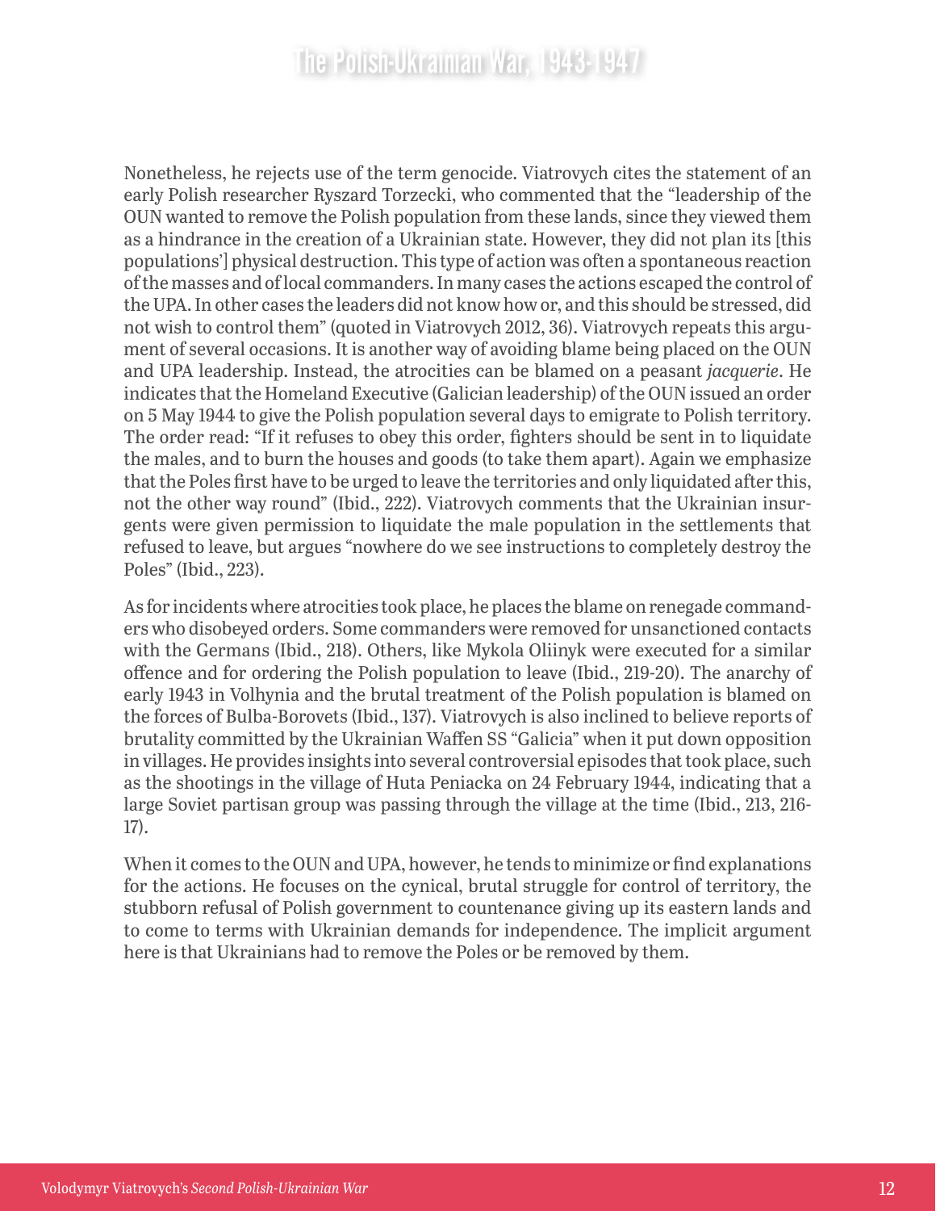Nonetheless, he rejects use of the term genocide. Viatrovych cites the statement of an early Polish researcher Ryszard Torzecki, who commented that the "leadership of the OUN wanted to remove the Polish population from these lands, since they viewed them as a hindrance in the creation of a Ukrainian state. However, they did not plan its [this populations'] physical destruction. This type of action was often a spontaneous reaction of the masses and of local commanders. In many cases the actions escaped the control of the UPA. In other cases the leaders did not know how or, and this should be stressed, did not wish to control them" (quoted in Viatrovych 2012, 36). Viatrovych repeats this argument of several occasions. It is another way of avoiding blame being placed on the OUN and UPA leadership. Instead, the atrocities can be blamed on a peasant *jacquerie*. He indicates that the Homeland Executive (Galician leadership) of the OUN issued an order on 5 May 1944 to give the Polish population several days to emigrate to Polish territory. The order read: "If it refuses to obey this order, fighters should be sent in to liquidate the males, and to burn the houses and goods (to take them apart). Again we emphasize that the Poles first have to be urged to leave the territories and only liquidated after this, not the other way round" (Ibid., 222). Viatrovych comments that the Ukrainian insurgents were given permission to liquidate the male population in the settlements that refused to leave, but argues "nowhere do we see instructions to completely destroy the Poles" (Ibid., 223).

As for incidents where atrocities took place, he places the blame on renegade commanders who disobeyed orders. Some commanders were removed for unsanctioned contacts with the Germans (Ibid., 218). Others, like Mykola Oliinyk were executed for a similar offence and for ordering the Polish population to leave (Ibid., 219-20). The anarchy of early 1943 in Volhynia and the brutal treatment of the Polish population is blamed on the forces of Bulba-Borovets (Ibid., 137). Viatrovych is also inclined to believe reports of brutality committed by the Ukrainian Waffen SS "Galicia" when it put down opposition in villages. He provides insights into several controversial episodes that took place, such as the shootings in the village of Huta Peniacka on 24 February 1944, indicating that a large Soviet partisan group was passing through the village at the time (Ibid., 213, 216-17).

When it comes to the OUN and UPA, however, he tends to minimize or find explanations for the actions. He focuses on the cynical, brutal struggle for control of territory, the stubborn refusal of Polish government to countenance giving up its eastern lands and to come to terms with Ukrainian demands for independence. The implicit argument here is that Ukrainians had to remove the Poles or be removed by them.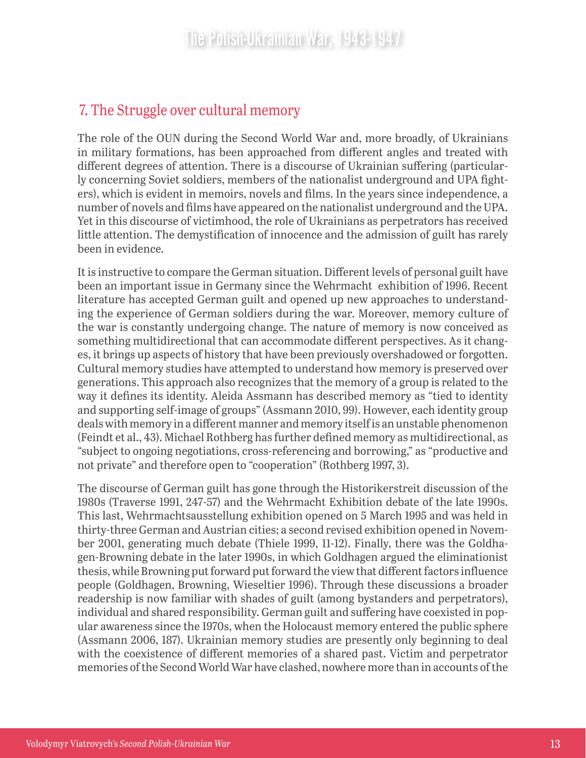## 7. The Struggle over cultural memory

The role of the OUN during the Second World War and, more broadly, of Ukrainians in military formations, has been approached from different angles and treated with different degrees of attention. There is a discourse of Ukrainian suffering (particularly concerning Soviet soldiers, members of the nationalist underground and UPA fighters), which is evident in memoirs, novels and films. In the years since independence, a number of novels and films have appeared on the nationalist underground and the UPA. Yet in this discourse of victimhood, the role of Ukrainians as perpetrators has received little attention. The demystification of innocence and the admission of guilt has rarely been in evidence.

It is instructive to compare the German situation. Different levels of personal guilt have been an important issue in Germany since the Wehrmacht exhibition of 1996. Recent literature has accepted German guilt and opened up new approaches to understanding the experience of German soldiers during the war. Moreover, memory culture of the war is constantly undergoing change. The nature of memory is now conceived as something multidirectional that can accommodate different perspectives. As it changes, it brings up aspects of history that have been previously overshadowed or forgotten. Cultural memory studies have attempted to understand how memory is preserved over generations. This approach also recognizes that the memory of a group is related to the way it defines its identity. Aleida Assmann has described memory as "tied to identity and supporting self-image of groups" (Assmann 2010, 99). However, each identity group deals with memory in a different manner and memory itself is an unstable phenomenon (Feindt et al., 43). Michael Rothberg has further defined memory as multidirectional, as "subject to ongoing negotiations, cross-referencing and borrowing," as "productive and not private" and therefore open to "cooperation" (Rothberg 1997, 3).

The discourse of German guilt has gone through the Historikerstreit discussion of the 1980s (Traverse 1991, 247-57) and the Wehrmacht Exhibition debate of the late 1990s. This last, Wehrmachtsausstellung exhibition opened on 5 March 1995 and was held in thirty-three German and Austrian cities; a second revised exhibition opened in November 2001, generating much debate (Thiele 1999, 11-12). Finally, there was the Goldhagen-Browning debate in the later 1990s, in which Goldhagen argued the eliminationist thesis, while Browning put forward put forward the view that different factors influence people (Goldhagen, Browning, Wieseltier 1996). Through these discussions a broader readership is now familiar with shades of guilt (among bystanders and perpetrators), individual and shared responsibility. German guilt and suffering have coexisted in popular awareness since the 1970s, when the Holocaust memory entered the public sphere (Assmann 2006, 187). Ukrainian memory studies are presently only beginning to deal with the coexistence of different memories of a shared past. Victim and perpetrator memories of the Second World War have clashed, nowhere more than in accounts of the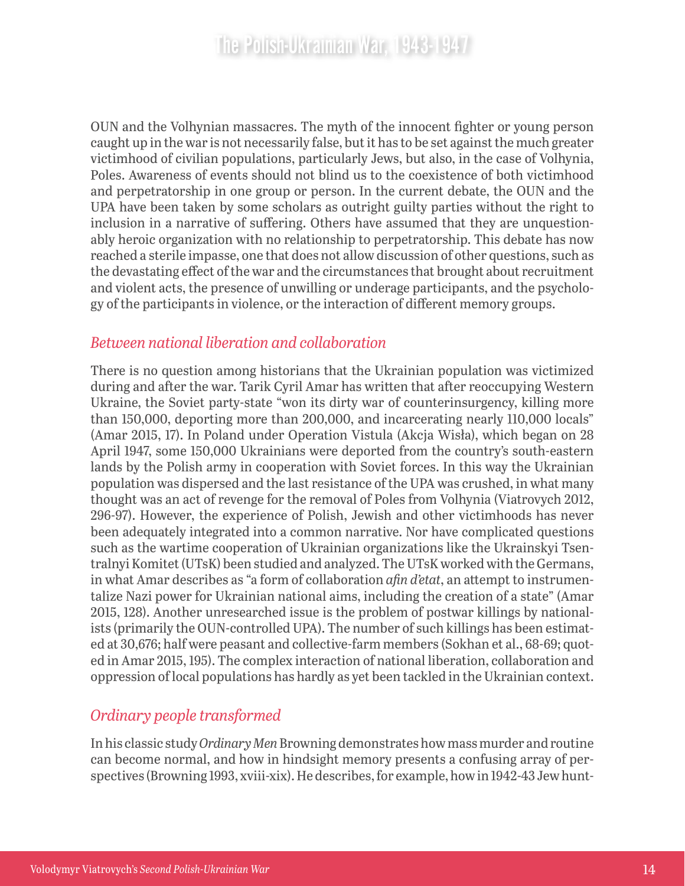OUN and the Volhynian massacres. The myth of the innocent fighter or young person caught up in the war is not necessarily false, but it has to be set against the much greater victimhood of civilian populations, particularly Jews, but also, in the case of Volhynia, Poles. Awareness of events should not blind us to the coexistence of both victimhood and perpetratorship in one group or person. In the current debate, the OUN and the UPA have been taken by some scholars as outright guilty parties without the right to inclusion in a narrative of suffering. Others have assumed that they are unquestionably heroic organization with no relationship to perpetratorship. This debate has now reached a sterile impasse, one that does not allow discussion of other questions, such as the devastating effect of the war and the circumstances that brought about recruitment and violent acts, the presence of unwilling or underage participants, and the psychology of the participants in violence, or the interaction of different memory groups.

## *Between national liberation and collaboration*

There is no question among historians that the Ukrainian population was victimized during and after the war. Tarik Cyril Amar has written that after reoccupying Western Ukraine, the Soviet party-state "won its dirty war of counterinsurgency, killing more than 150,000, deporting more than 200,000, and incarcerating nearly 110,000 locals" (Amar 2015, 17). In Poland under Operation Vistula (Akcja Wisła), which began on 28 April 1947, some 150,000 Ukrainians were deported from the country's south-eastern lands by the Polish army in cooperation with Soviet forces. In this way the Ukrainian population was dispersed and the last resistance of the UPA was crushed, in what many thought was an act of revenge for the removal of Poles from Volhynia (Viatrovych 2012, 296-97). However, the experience of Polish, Jewish and other victimhoods has never been adequately integrated into a common narrative. Nor have complicated questions such as the wartime cooperation of Ukrainian organizations like the Ukrainskyi Tsentralnyi Komitet (UTsK) been studied and analyzed. The UTsK worked with the Germans, in what Amar describes as "a form of collaboration *afin d'etat*, an attempt to instrumentalize Nazi power for Ukrainian national aims, including the creation of a state" (Amar 2015, 128). Another unresearched issue is the problem of postwar killings by nationalists (primarily the OUN-controlled UPA). The number of such killings has been estimated at 30,676; half were peasant and collective-farm members (Sokhan et al., 68-69; quoted in Amar 2015, 195). The complex interaction of national liberation, collaboration and oppression of local populations has hardly as yet been tackled in the Ukrainian context.

## *Ordinary people transformed*

In his classic study *Ordinary Men* Browning demonstrates how mass murder and routine can become normal, and how in hindsight memory presents a confusing array of perspectives (Browning 1993, xviii-xix). He describes, for example, how in 1942-43 Jew hunt-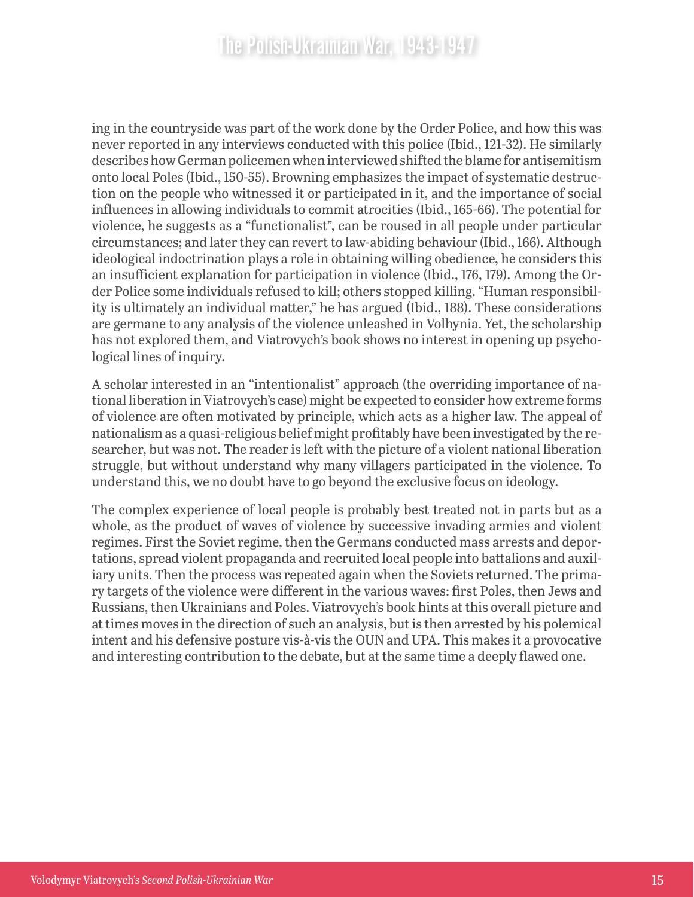ing in the countryside was part of the work done by the Order Police, and how this was never reported in any interviews conducted with this police (Ibid., 121-32). He similarly describes how German policemen when interviewed shifted the blame for antisemitism onto local Poles (Ibid., 150-55). Browning emphasizes the impact of systematic destruction on the people who witnessed it or participated in it, and the importance of social influences in allowing individuals to commit atrocities (Ibid., 165-66). The potential for violence, he suggests as a "functionalist", can be roused in all people under particular circumstances; and later they can revert to law-abiding behaviour (Ibid., 166). Although ideological indoctrination plays a role in obtaining willing obedience, he considers this an insufficient explanation for participation in violence (Ibid., 176, 179). Among the Order Police some individuals refused to kill; others stopped killing. "Human responsibility is ultimately an individual matter," he has argued (Ibid., 188). These considerations are germane to any analysis of the violence unleashed in Volhynia. Yet, the scholarship has not explored them, and Viatrovych's book shows no interest in opening up psychological lines of inquiry.

A scholar interested in an "intentionalist" approach (the overriding importance of national liberation in Viatrovych's case) might be expected to consider how extreme forms of violence are often motivated by principle, which acts as a higher law. The appeal of nationalism as a quasi-religious belief might profitably have been investigated by the researcher, but was not. The reader is left with the picture of a violent national liberation struggle, but without understand why many villagers participated in the violence. To understand this, we no doubt have to go beyond the exclusive focus on ideology.

The complex experience of local people is probably best treated not in parts but as a whole, as the product of waves of violence by successive invading armies and violent regimes. First the Soviet regime, then the Germans conducted mass arrests and deportations, spread violent propaganda and recruited local people into battalions and auxiliary units. Then the process was repeated again when the Soviets returned. The primary targets of the violence were different in the various waves: first Poles, then Jews and Russians, then Ukrainians and Poles. Viatrovych's book hints at this overall picture and at times moves in the direction of such an analysis, but is then arrested by his polemical intent and his defensive posture vis-à-vis the OUN and UPA. This makes it a provocative and interesting contribution to the debate, but at the same time a deeply flawed one.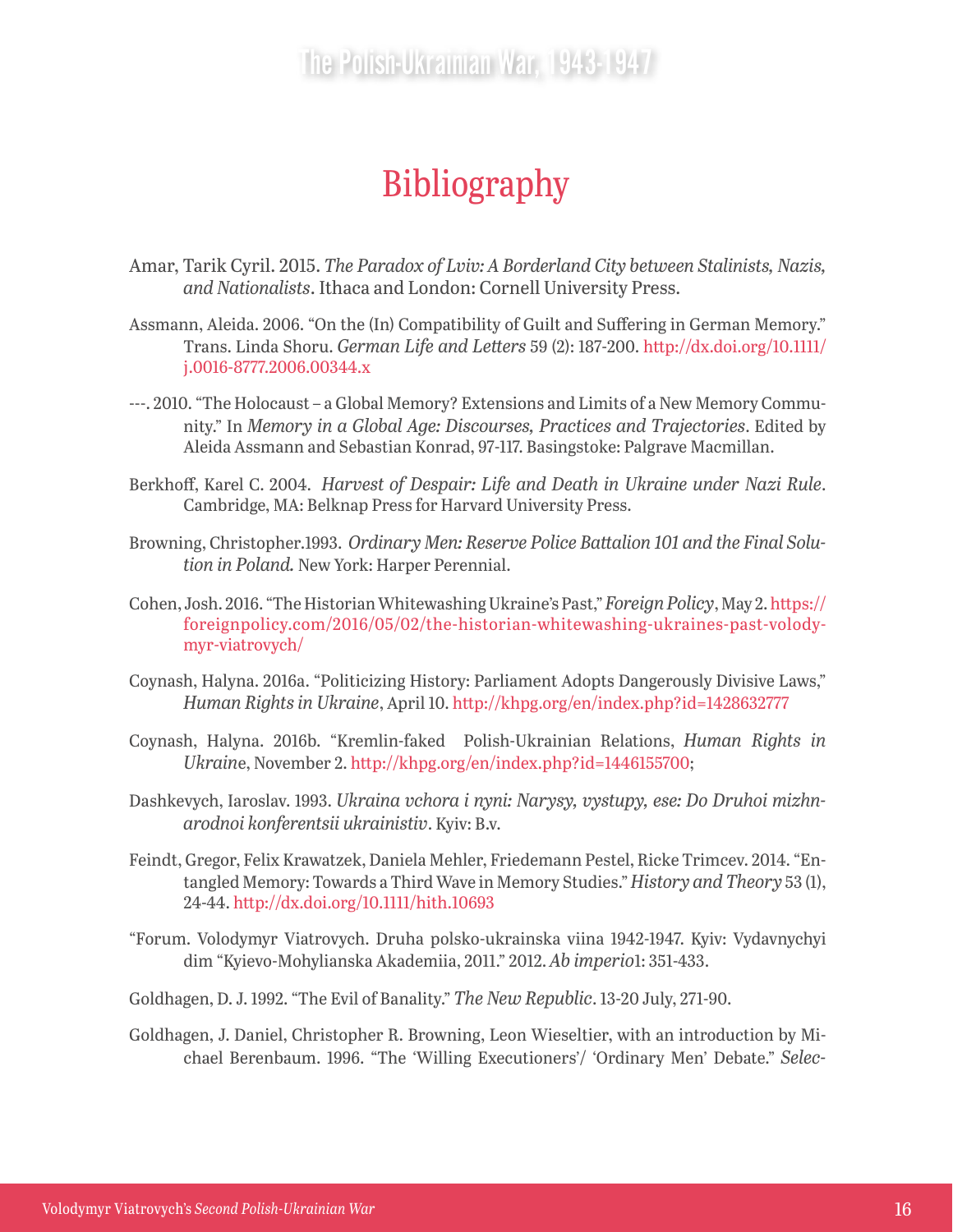# Bibliography

Amar, Tarik Cyril. 2015. *The Paradox of Lviv: A Borderland City between Stalinists, Nazis, and Nationalists*. Ithaca and London: Cornell University Press.

Assmann, Aleida. 2006. "On the (In) Compatibility of Guilt and Suffering in German Memory." Trans. Linda Shoru. *German Life and Letters* 59 (2): 187-200. http://dx.doi.org/10.1111/j.0016-8777.2006.00344.x

---. 2010. "The Holocaust – a Global Memory? Extensions and Limits of a New Memory Community." In *Memory in a Global Age: Discourses, Practices and Trajectories*. Edited by Aleida Assmann and Sebastian Konrad, 97-117. Basingstoke: Palgrave Macmillan.

Berkhoff, Karel C. 2004. *Harvest of Despair: Life and Death in Ukraine under Nazi Rule*. Cambridge, MA: Belknap Press for Harvard University Press.

Browning, Christopher.1993. *Ordinary Men: Reserve Police Battalion 101 and the Final Solution in Poland.* New York: Harper Perennial.

Cohen, Josh. 2016. "The Historian Whitewashing Ukraine's Past," *Foreign Policy*, May 2. https://foreignpolicy.com/2016/05/02/the-historian-whitewashing-ukraines-past-volodymyr-viatrovych/

Coynash, Halyna. 2016a. "Politicizing History: Parliament Adopts Dangerously Divisive Laws," *Human Rights in Ukraine*, April 10. http://khpg.org/en/index.php?id=1428632777

Coynash, Halyna. 2016b. "Kremlin-faked Polish-Ukrainian Relations, *Human Rights in Ukrain*e, November 2. http://khpg.org/en/index.php?id=1446155700;

Dashkevych, Iaroslav. 1993. *Ukraina vchora i nyni: Narysy, vystupy, ese: Do Druhoi mizhnarodnoi konferentsii ukrainistiv*. Kyiv: B.v.

Feindt, Gregor, Felix Krawatzek, Daniela Mehler, Friedemann Pestel, Ricke Trimcev. 2014. "Entangled Memory: Towards a Third Wave in Memory Studies." *History and Theory* 53 (1), 24-44. http://dx.doi.org/10.1111/hith.10693

"Forum. Volodymyr Viatrovych. Druha polsko-ukrainska viina 1942-1947. Kyiv: Vydavnychyi dim "Kyievo-Mohylianska Akademiia, 2011." 2012. *Ab imperio*1: 351-433.

Goldhagen, D. J. 1992. "The Evil of Banality." *The New Republic*. 13-20 July, 271-90.

Goldhagen, J. Daniel, Christopher R. Browning, Leon Wieseltier, with an introduction by Michael Berenbaum. 1996. "The 'Willing Executioners'/ 'Ordinary Men' Debate." *Selec-*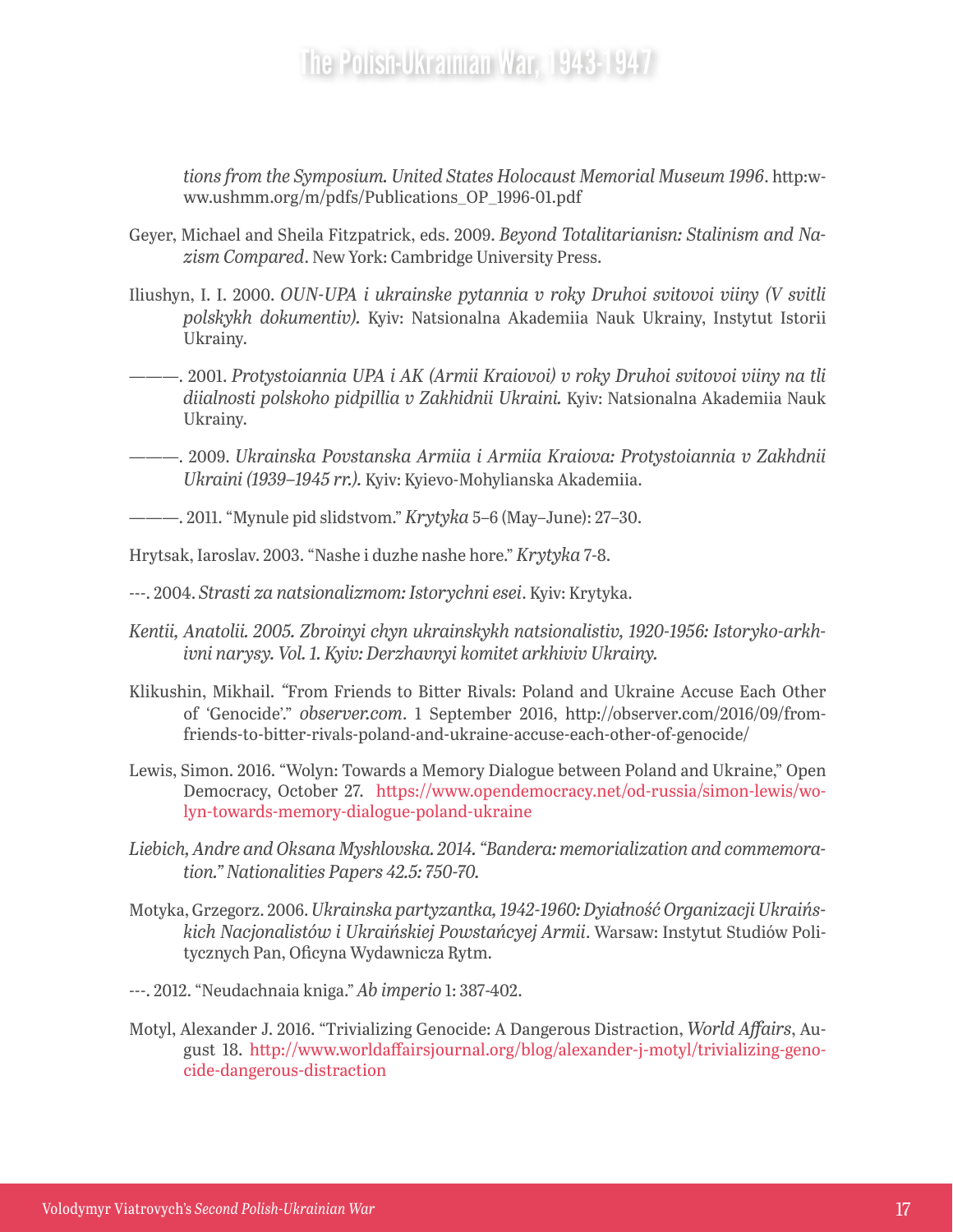*tions from the Symposium. United States Holocaust Memorial Museum 1996*. http:www.ushmm.org/m/pdfs/Publications_OP_1996-01.pdf

Geyer, Michael and Sheila Fitzpatrick, eds. 2009. *Beyond Totalitarianisn: Stalinism and Nazism Compared*. New York: Cambridge University Press.

Iliushyn, I. I. 2000. *OUN-UPA i ukrainske pytannia v roky Druhoi svitovoi viiny (V svitli polskykh dokumentiv).* Kyiv: Natsionalna Akademiia Nauk Ukrainy, Instytut Istorii Ukrainy.

———. 2001. *Protystoiannia UPA i AK (Armii Kraiovoi) v roky Druhoi svitovoi viiny na tli diialnosti polskoho pidpillia v Zakhidnii Ukraini.* Kyiv: Natsionalna Akademiia Nauk Ukrainy.

———. 2009. *Ukrainska Povstanska Armiia i Armiia Kraiova: Protystoiannia v Zakhdnii Ukraini (1939–1945 rr.).* Kyiv: Kyievo-Mohylianska Akademiia.

———. 2011. "Mynule pid slidstvom." *Krytyka* 5–6 (May–June): 27–30.

Hrytsak, Iaroslav. 2003. "Nashe i duzhe nashe hore." *Krytyka* 7-8.

---. 2004. *Strasti za natsionalizmom: Istorychni esei*. Kyiv: Krytyka.

*Kentii, Anatolii. 2005. Zbroinyi chyn ukrainskykh natsionalistiv, 1920-1956: Istoryko-arkhivni narysy. Vol. 1. Kyiv: Derzhavnyi komitet arkhiviv Ukrainy.*

Klikushin, Mikhail. "From Friends to Bitter Rivals: Poland and Ukraine Accuse Each Other of 'Genocide'." *observer.com*. 1 September 2016, http://observer.com/2016/09/from-friends-to-bitter-rivals-poland-and-ukraine-accuse-each-other-of-genocide/

Lewis, Simon. 2016. "Wolyn: Towards a Memory Dialogue between Poland and Ukraine," Open Democracy, October 27. https://www.opendemocracy.net/od-russia/simon-lewis/wolyn-towards-memory-dialogue-poland-ukraine

*Liebich, Andre and Oksana Myshlovska. 2014. "Bandera: memorialization and commemoration." Nationalities Papers 42.5: 750-70.*

Motyka, Grzegorz. 2006. *Ukrainska partyzantka, 1942-1960: Dyiałność Organizacji Ukraińskich Nacjonalistów i Ukraińskiej Powstańcyej Armii*. Warsaw: Instytut Studiów Politycznych Pan, Oficyna Wydawnicza Rytm.

---. 2012. "Neudachnaia kniga." *Ab imperio* 1: 387-402.

Motyl, Alexander J. 2016. "Trivializing Genocide: A Dangerous Distraction, *World Affairs*, August 18. http://www.worldaffairsjournal.org/blog/alexander-j-motyl/trivializing-genocide-dangerous-distraction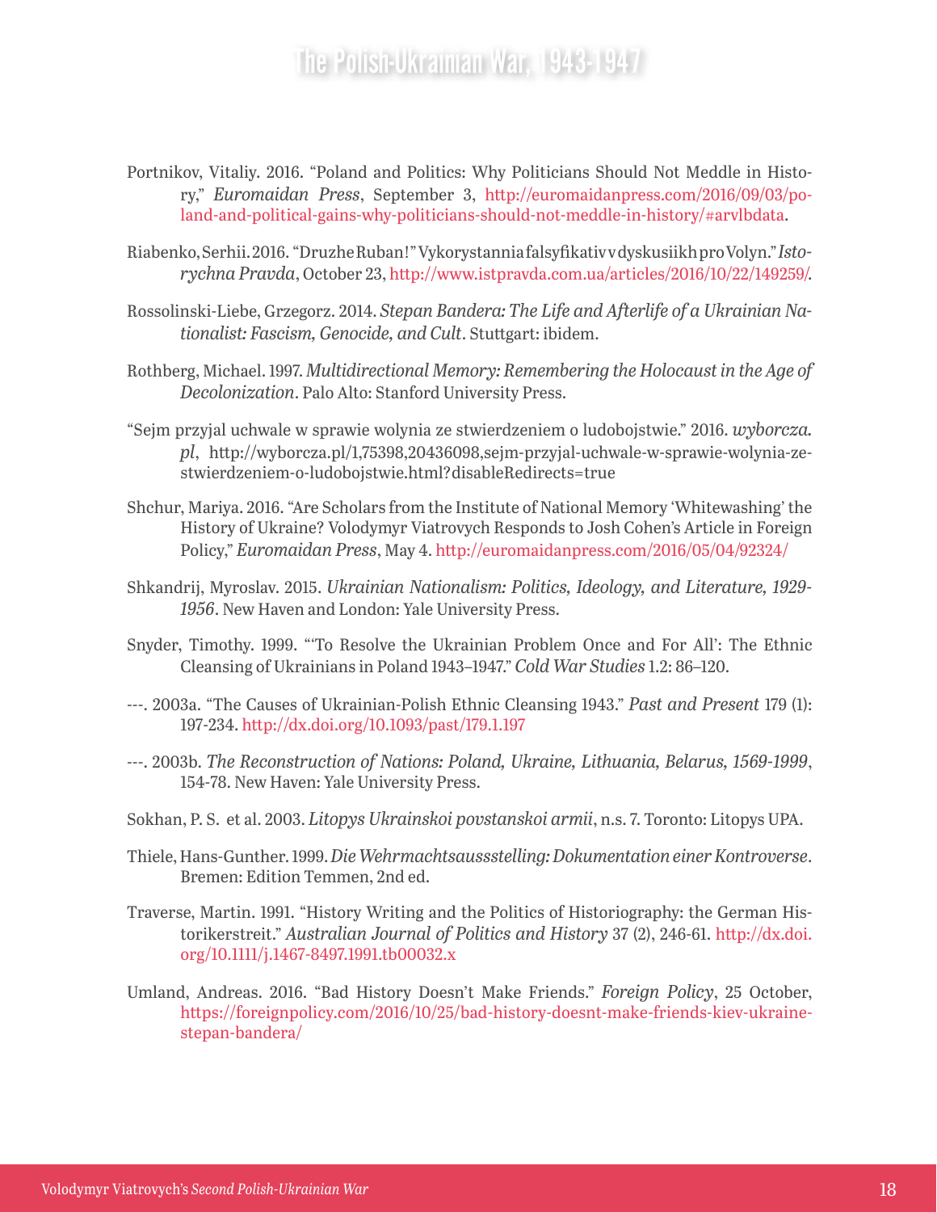Portnikov, Vitaliy. 2016. "Poland and Politics: Why Politicians Should Not Meddle in History," *Euromaidan Press*, September 3, http://euromaidanpress.com/2016/09/03/poland-and-political-gains-why-politicians-should-not-meddle-in-history/#arvlbdata.

Riabenko, Serhii. 2016. "Druzhe Ruban!" Vykorystannia falsyfikativ v dyskusiikh pro Volyn." *Istorychna Pravda*, October 23, http://www.istpravda.com.ua/articles/2016/10/22/149259/.

Rossolinski-Liebe, Grzegorz. 2014. *Stepan Bandera: The Life and Afterlife of a Ukrainian Nationalist: Fascism, Genocide, and Cult*. Stuttgart: ibidem.

Rothberg, Michael. 1997. *Multidirectional Memory: Remembering the Holocaust in the Age of Decolonization*. Palo Alto: Stanford University Press.

"Sejm przyjal uchwale w sprawie wolynia ze stwierdzeniem o ludobojstwie." 2016. *wyborcza.pl*, http://wyborcza.pl/1,75398,20436098,sejm-przyjal-uchwale-w-sprawie-wolynia-ze-stwierdzeniem-o-ludobojstwie.html?disableRedirects=true

Shchur, Mariya. 2016. "Are Scholars from the Institute of National Memory 'Whitewashing' the History of Ukraine? Volodymyr Viatrovych Responds to Josh Cohen's Article in Foreign Policy," *Euromaidan Press*, May 4. http://euromaidanpress.com/2016/05/04/92324/

Shkandrij, Myroslav. 2015. *Ukrainian Nationalism: Politics, Ideology, and Literature, 1929-1956*. New Haven and London: Yale University Press.

Snyder, Timothy. 1999. "'To Resolve the Ukrainian Problem Once and For All': The Ethnic Cleansing of Ukrainians in Poland 1943–1947." *Cold War Studies* 1.2: 86–120.

---. 2003a. "The Causes of Ukrainian-Polish Ethnic Cleansing 1943." *Past and Present* 179 (1): 197-234. http://dx.doi.org/10.1093/past/179.1.197

---. 2003b. *The Reconstruction of Nations: Poland, Ukraine, Lithuania, Belarus, 1569-1999*, 154-78. New Haven: Yale University Press.

Sokhan, P. S. et al. 2003. *Litopys Ukrainskoi povstanskoi armii*, n.s. 7. Toronto: Litopys UPA.

Thiele, Hans-Gunther. 1999. *Die Wehrmachtsausssstelling: Dokumentation einer Kontroverse*. Bremen: Edition Temmen, 2nd ed.

Traverse, Martin. 1991. "History Writing and the Politics of Historiography: the German Historikerstreit." *Australian Journal of Politics and History* 37 (2), 246-61. http://dx.doi.org/10.1111/j.1467-8497.1991.tb00032.x

Umland, Andreas. 2016. "Bad History Doesn't Make Friends." *Foreign Policy*, 25 October, https://foreignpolicy.com/2016/10/25/bad-history-doesnt-make-friends-kiev-ukraine-stepan-bandera/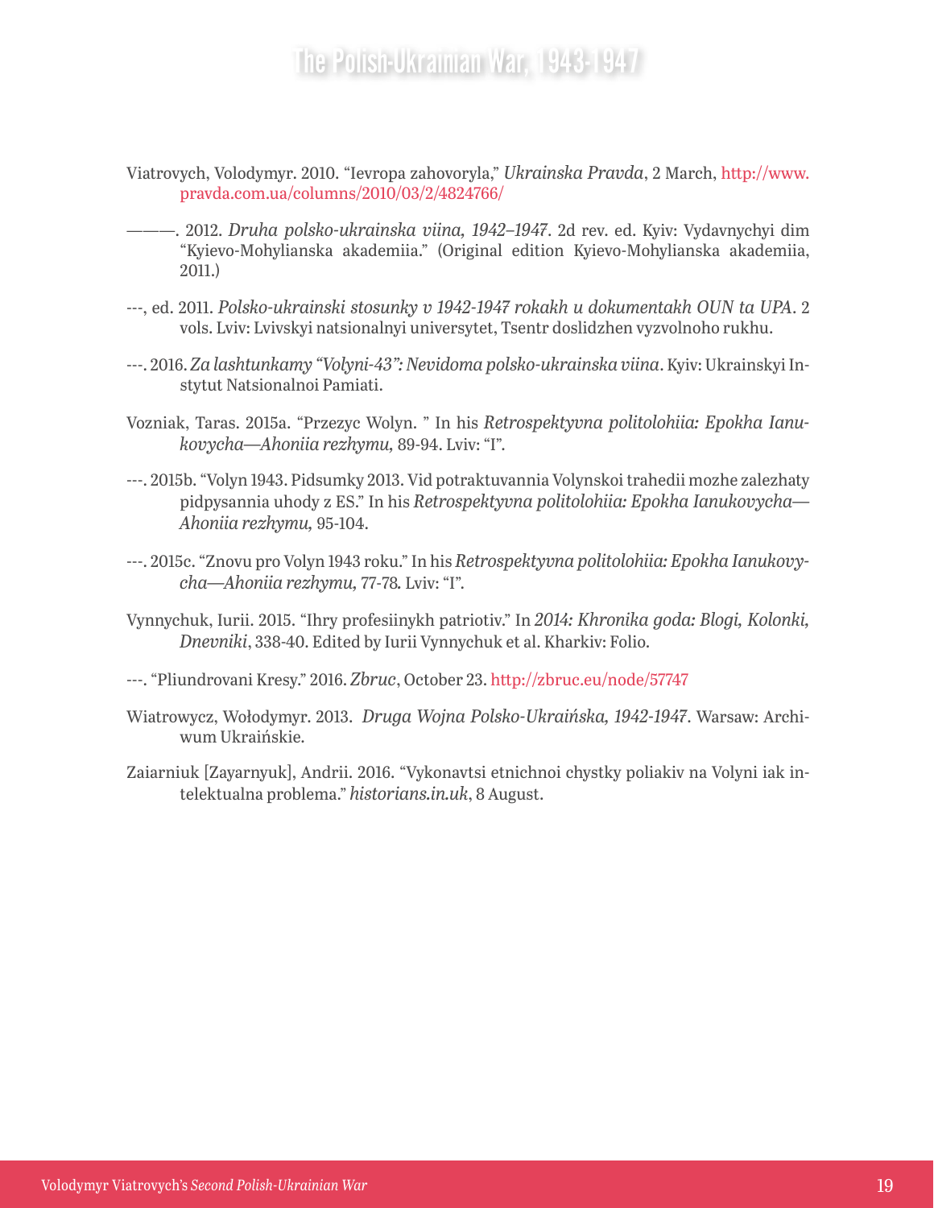Viatrovych, Volodymyr. 2010. "Ievropa zahovoryla," *Ukrainska Pravda*, 2 March, http://www.pravda.com.ua/columns/2010/03/2/4824766/

———. 2012. *Druha polsko-ukrainska viina, 1942–1947*. 2d rev. ed. Kyiv: Vydavnychyi dim "Kyievo-Mohylianska akademiia." (Original edition Kyievo-Mohylianska akademiia, 2011.)

---, ed. 2011. *Polsko-ukrainski stosunky v 1942-1947 rokakh u dokumentakh OUN ta UPA*. 2 vols. Lviv: Lvivskyi natsionalnyi universytet, Tsentr doslidzhen vyzvolnoho rukhu.

---. 2016. *Za lashtunkamy "Volyni-43": Nevidoma polsko-ukrainska viina*. Kyiv: Ukrainskyi Instytut Natsionalnoi Pamiati.

Vozniak, Taras. 2015a. "Przezyc Wolyn. " In his *Retrospektyvna politolohiia: Epokha Ianukovycha—Ahoniia rezhymu,* 89-94. Lviv: "I".

---. 2015b. "Volyn 1943. Pidsumky 2013. Vid potraktuvannia Volynskoi trahedii mozhe zalezhaty pidpysannia uhody z ES." In his *Retrospektyvna politolohiia: Epokha Ianukovycha—Ahoniia rezhymu,* 95-104.

---. 2015c. "Znovu pro Volyn 1943 roku." In his *Retrospektyvna politolohiia: Epokha Ianukovycha—Ahoniia rezhymu,* 77-78. Lviv: "I".

Vynnychuk, Iurii. 2015. "Ihry profesiinykh patriotiv." In *2014: Khronika goda: Blogi, Kolonki, Dnevniki*, 338-40. Edited by Iurii Vynnychuk et al. Kharkiv: Folio.

---. "Pliundrovani Kresy." 2016. *Zbruc*, October 23. http://zbruc.eu/node/57747

Wiatrowycz, Wołodymyr. 2013. *Druga Wojna Polsko-Ukraińska, 1942-1947*. Warsaw: Archiwum Ukraińskie.

Zaiarniuk [Zayarnyuk], Andrii. 2016. "Vykonavtsi etnichnoi chystky poliakiv na Volyni iak intelektualna problema." *historians.in.uk*, 8 August.